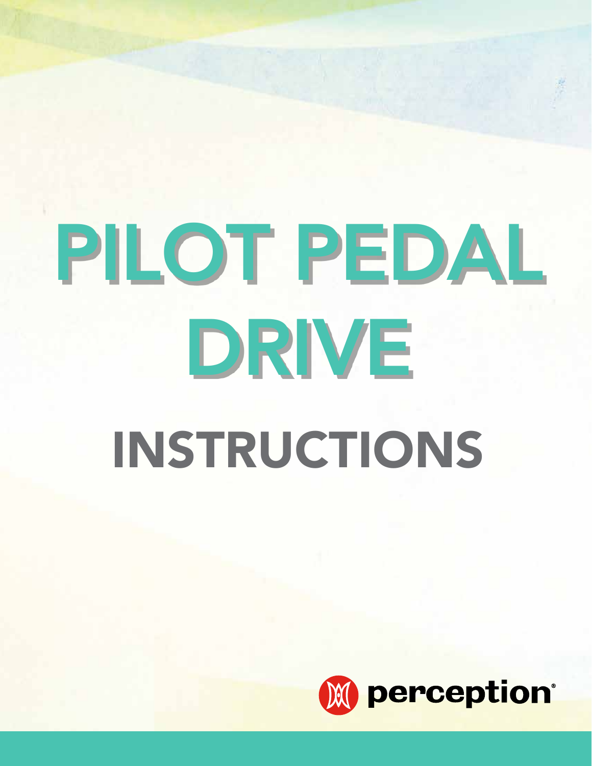# PILOT PEDAL DRIVE

## INSTRUCTIONS

perception®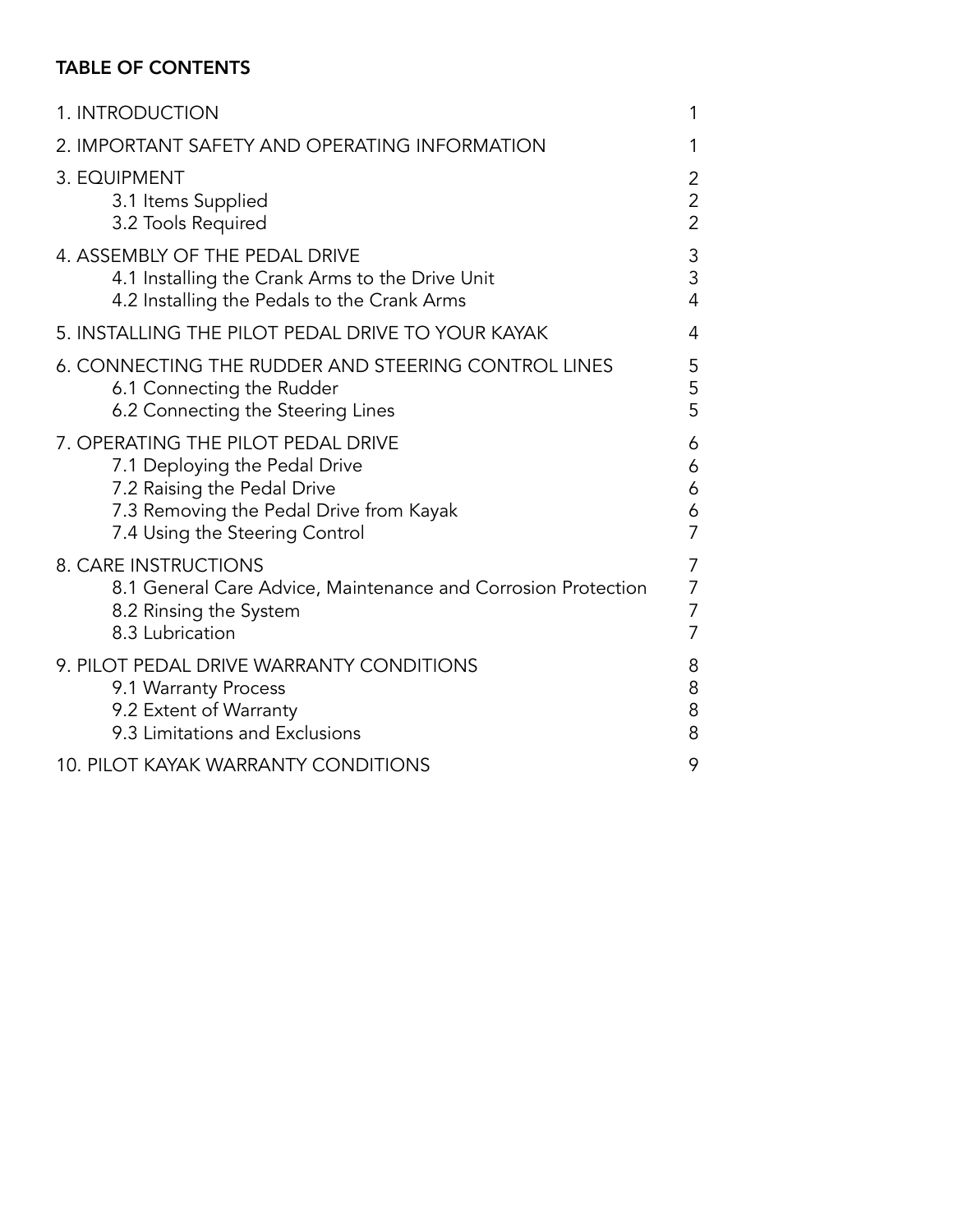## TABLE OF CONTENTS

| | |
|---|---|
| 1. INTRODUCTION | 1 |
| 2. IMPORTANT SAFETY AND OPERATING INFORMATION | 1 |
| 3. EQUIPMENT | 2 |
| 3.1 Items Supplied | 2 |
| 3.2 Tools Required | 2 |
| 4. ASSEMBLY OF THE PEDAL DRIVE | 3 |
| 4.1 Installing the Crank Arms to the Drive Unit | 3 |
| 4.2 Installing the Pedals to the Crank Arms | 4 |
| 5. INSTALLING THE PILOT PEDAL DRIVE TO YOUR KAYAK | 4 |
| 6. CONNECTING THE RUDDER AND STEERING CONTROL LINES | 5 |
| 6.1 Connecting the Rudder | 5 |
| 6.2 Connecting the Steering Lines | 5 |
| 7. OPERATING THE PILOT PEDAL DRIVE | 6 |
| 7.1 Deploying the Pedal Drive | 6 |
| 7.2 Raising the Pedal Drive | 6 |
| 7.3 Removing the Pedal Drive from Kayak | 6 |
| 7.4 Using the Steering Control | 7 |
| 8. CARE INSTRUCTIONS | 7 |
| 8.1 General Care Advice, Maintenance and Corrosion Protection | 7 |
| 8.2 Rinsing the System | 7 |
| 8.3 Lubrication | 7 |
| 9. PILOT PEDAL DRIVE WARRANTY CONDITIONS | 8 |
| 9.1 Warranty Process | 8 |
| 9.2 Extent of Warranty | 8 |
| 9.3 Limitations and Exclusions | 8 |
| 10. PILOT KAYAK WARRANTY CONDITIONS | 9 |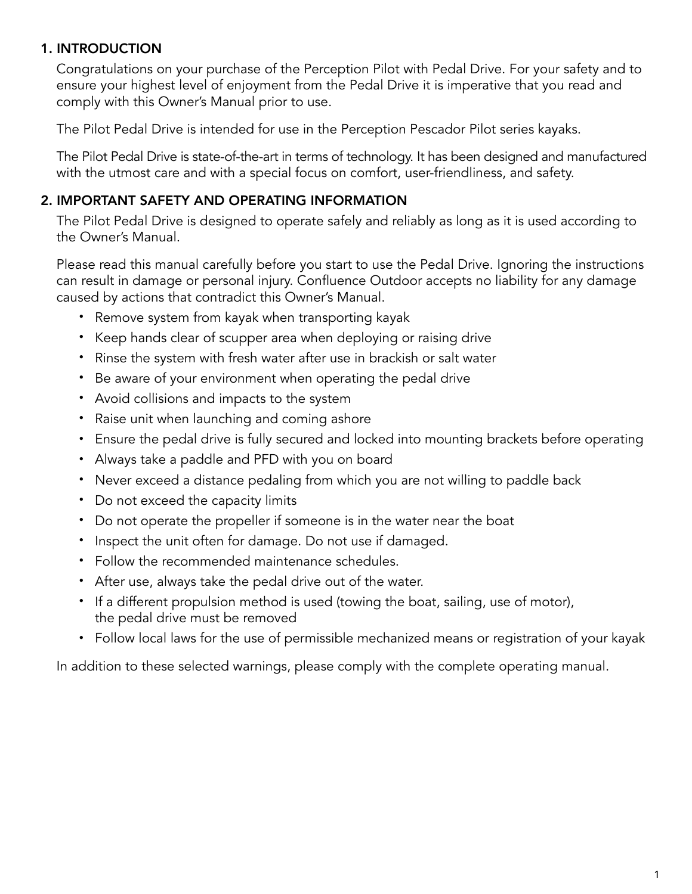## 1. INTRODUCTION

Congratulations on your purchase of the Perception Pilot with Pedal Drive. For your safety and to ensure your highest level of enjoyment from the Pedal Drive it is imperative that you read and comply with this Owner's Manual prior to use.

The Pilot Pedal Drive is intended for use in the Perception Pescador Pilot series kayaks.

The Pilot Pedal Drive is state-of-the-art in terms of technology. It has been designed and manufactured with the utmost care and with a special focus on comfort, user-friendliness, and safety.

## 2. IMPORTANT SAFETY AND OPERATING INFORMATION

The Pilot Pedal Drive is designed to operate safely and reliably as long as it is used according to the Owner's Manual.

Please read this manual carefully before you start to use the Pedal Drive. Ignoring the instructions can result in damage or personal injury. Confluence Outdoor accepts no liability for any damage caused by actions that contradict this Owner's Manual.

- Remove system from kayak when transporting kayak
- Keep hands clear of scupper area when deploying or raising drive
- Rinse the system with fresh water after use in brackish or salt water
- Be aware of your environment when operating the pedal drive
- Avoid collisions and impacts to the system
- Raise unit when launching and coming ashore
- Ensure the pedal drive is fully secured and locked into mounting brackets before operating
- Always take a paddle and PFD with you on board
- Never exceed a distance pedaling from which you are not willing to paddle back
- Do not exceed the capacity limits
- Do not operate the propeller if someone is in the water near the boat
- Inspect the unit often for damage. Do not use if damaged.
- Follow the recommended maintenance schedules.
- After use, always take the pedal drive out of the water.
- If a different propulsion method is used (towing the boat, sailing, use of motor), the pedal drive must be removed
- Follow local laws for the use of permissible mechanized means or registration of your kayak

In addition to these selected warnings, please comply with the complete operating manual.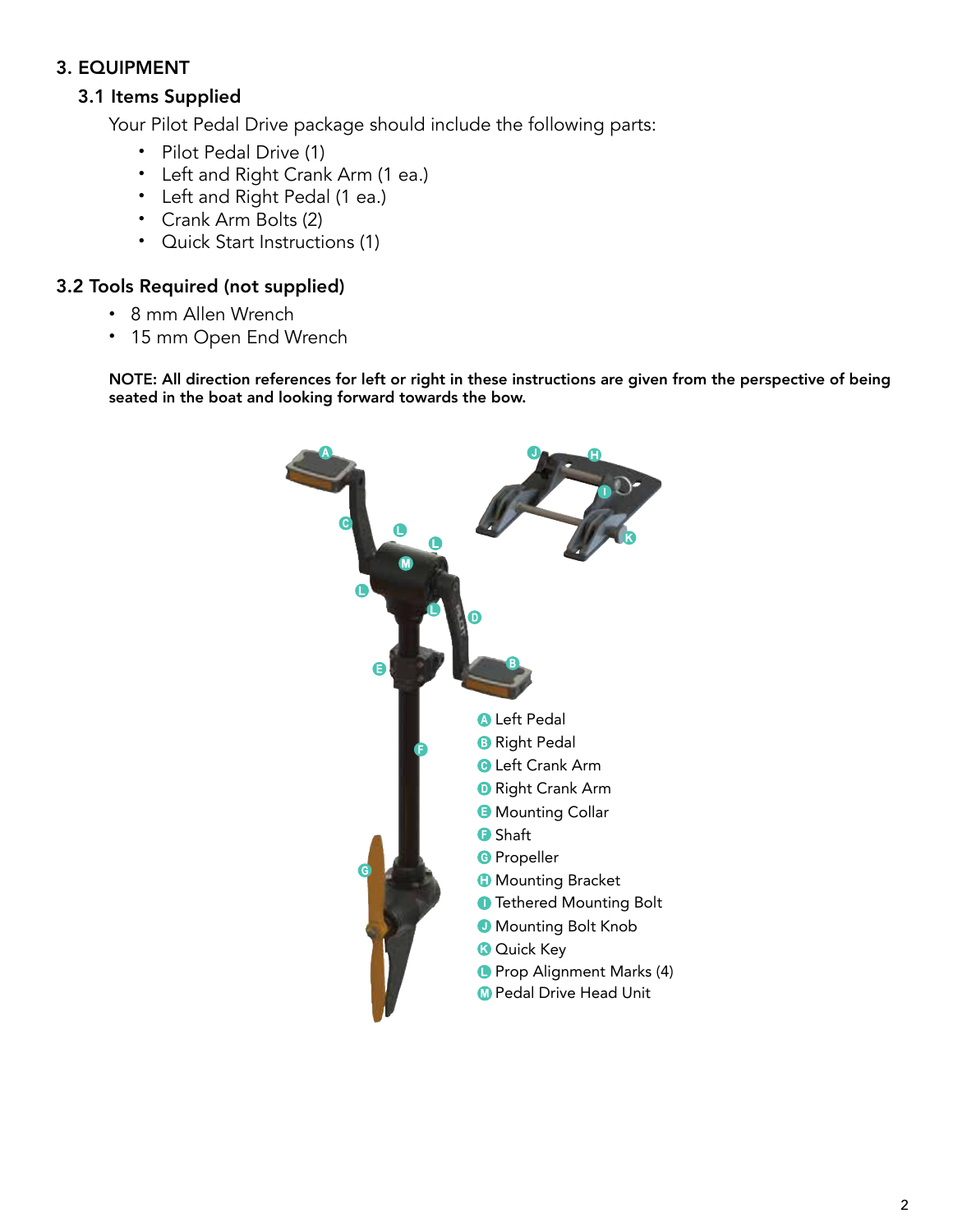# 3. EQUIPMENT

## 3.1 Items Supplied

Your Pilot Pedal Drive package should include the following parts:

- Pilot Pedal Drive (1)
- Left and Right Crank Arm (1 ea.)
- Left and Right Pedal (1 ea.)
- Crank Arm Bolts (2)
- Quick Start Instructions (1)

## 3.2 Tools Required (not supplied)

- 8 mm Allen Wrench
- 15 mm Open End Wrench

**NOTE: All direction references for left or right in these instructions are given from the perspective of being seated in the boat and looking forward towards the bow.**

- A Left Pedal
- B Right Pedal
- C Left Crank Arm
- D Right Crank Arm
- E Mounting Collar
- F Shaft
- G Propeller
- H Mounting Bracket
- I Tethered Mounting Bolt
- J Mounting Bolt Knob
- K Quick Key
- L Prop Alignment Marks (4)
- M Pedal Drive Head Unit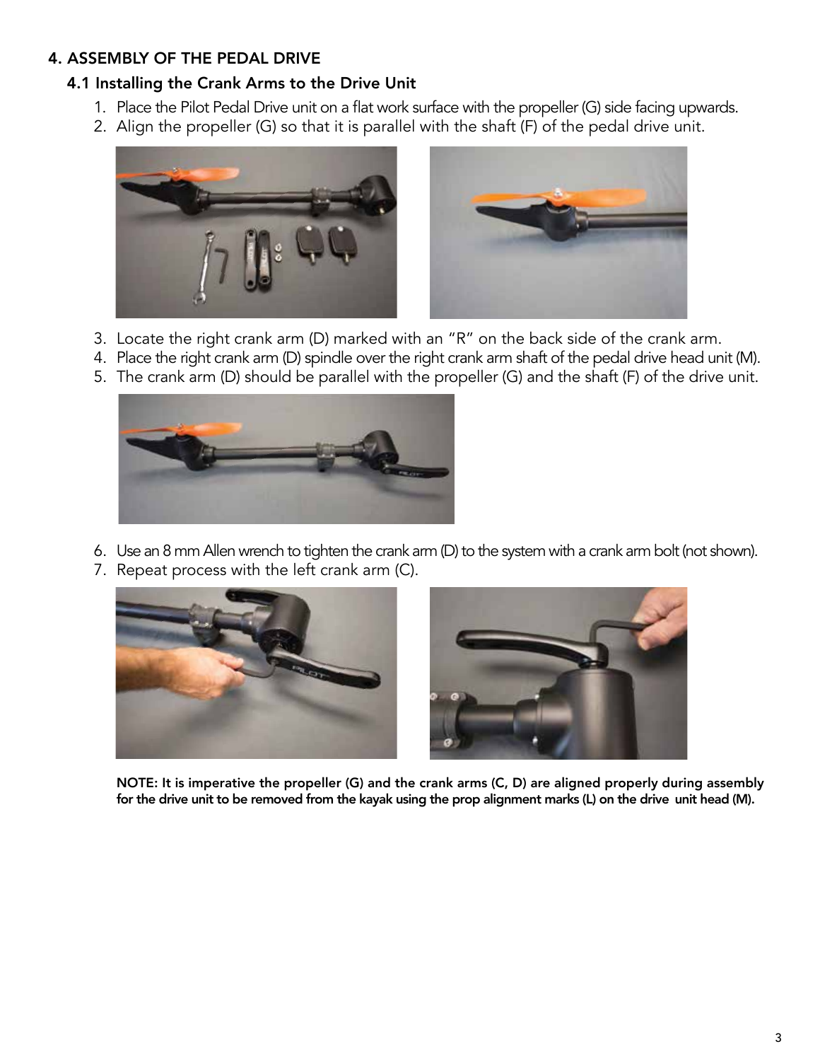## 4. ASSEMBLY OF THE PEDAL DRIVE

### 4.1 Installing the Crank Arms to the Drive Unit

1. Place the Pilot Pedal Drive unit on a flat work surface with the propeller (G) side facing upwards.
2. Align the propeller (G) so that it is parallel with the shaft (F) of the pedal drive unit.
3. Locate the right crank arm (D) marked with an "R" on the back side of the crank arm.
4. Place the right crank arm (D) spindle over the right crank arm shaft of the pedal drive head unit (M).
5. The crank arm (D) should be parallel with the propeller (G) and the shaft (F) of the drive unit.
6. Use an 8 mm Allen wrench to tighten the crank arm (D) to the system with a crank arm bolt (not shown).
7. Repeat process with the left crank arm (C).

**NOTE: It is imperative the propeller (G) and the crank arms (C, D) are aligned properly during assembly for the drive unit to be removed from the kayak using the prop alignment marks (L) on the drive unit head (M).**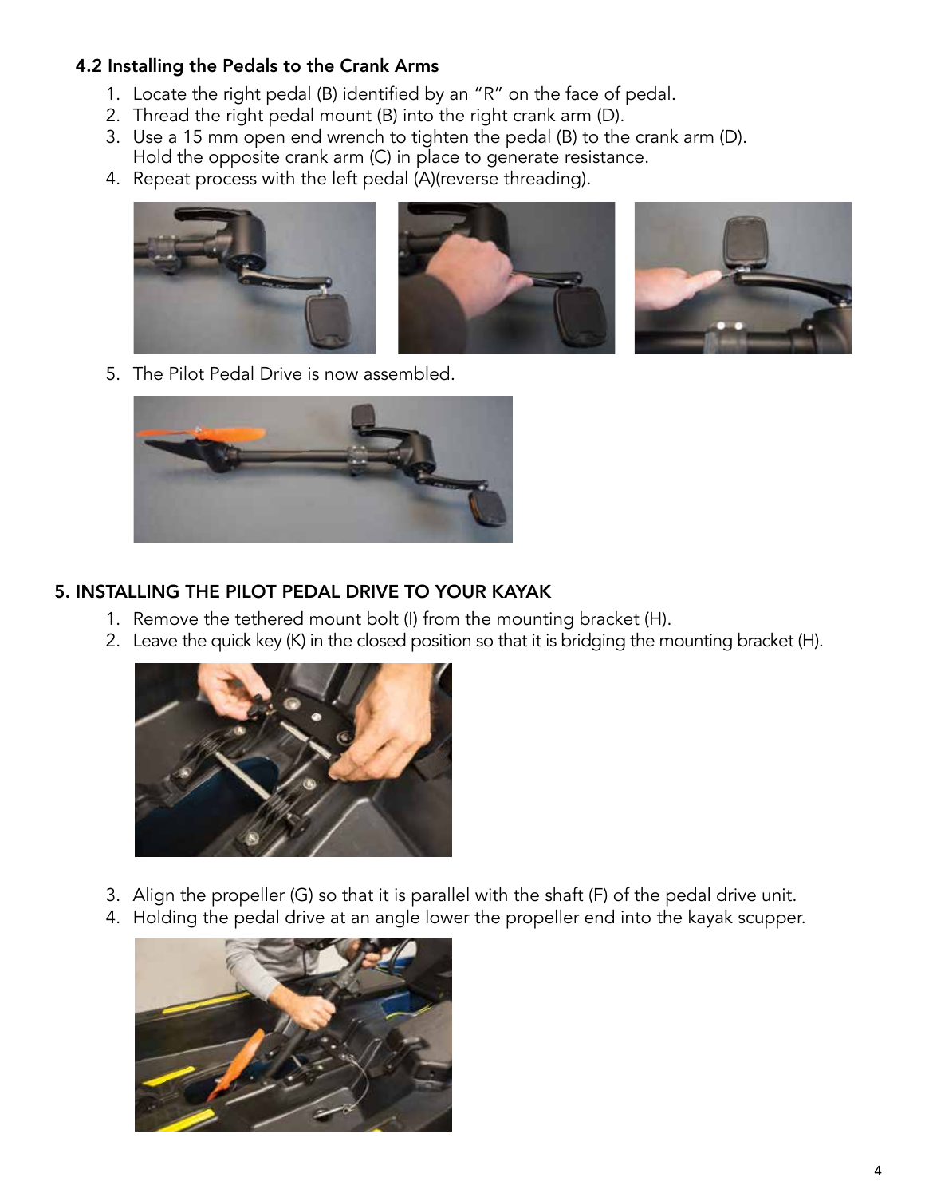### 4.2 Installing the Pedals to the Crank Arms

1. Locate the right pedal (B) identified by an "R" on the face of pedal.
2. Thread the right pedal mount (B) into the right crank arm (D).
3. Use a 15 mm open end wrench to tighten the pedal (B) to the crank arm (D). Hold the opposite crank arm (C) in place to generate resistance.
4. Repeat process with the left pedal (A)(reverse threading).
5. The Pilot Pedal Drive is now assembled.

## 5. INSTALLING THE PILOT PEDAL DRIVE TO YOUR KAYAK

1. Remove the tethered mount bolt (I) from the mounting bracket (H).
2. Leave the quick key (K) in the closed position so that it is bridging the mounting bracket (H).
3. Align the propeller (G) so that it is parallel with the shaft (F) of the pedal drive unit.
4. Holding the pedal drive at an angle lower the propeller end into the kayak scupper.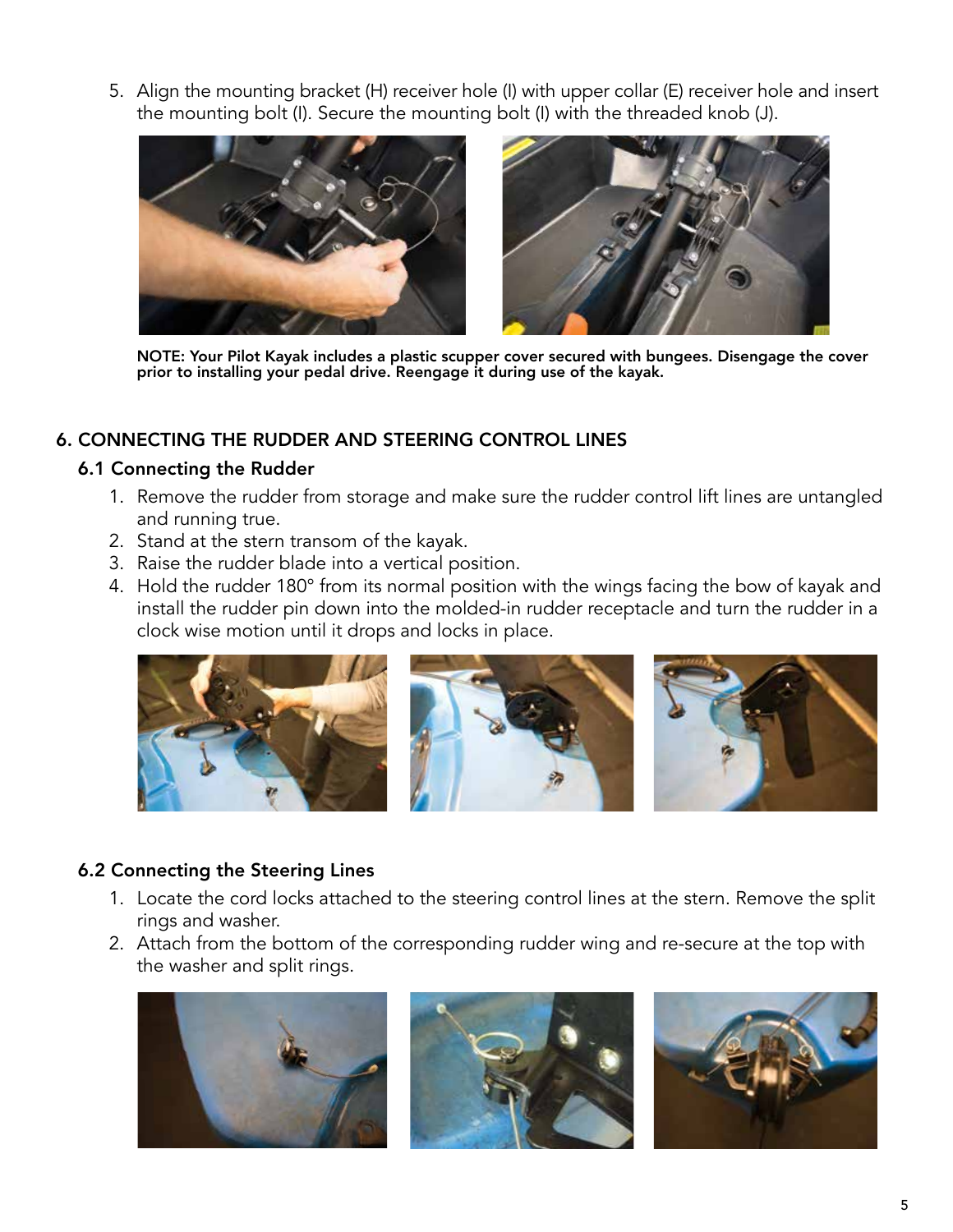5. Align the mounting bracket (H) receiver hole (I) with upper collar (E) receiver hole and insert the mounting bolt (I). Secure the mounting bolt (I) with the threaded knob (J).

**NOTE: Your Pilot Kayak includes a plastic scupper cover secured with bungees. Disengage the cover prior to installing your pedal drive. Reengage it during use of the kayak.**

## 6. CONNECTING THE RUDDER AND STEERING CONTROL LINES

### 6.1 Connecting the Rudder

1. Remove the rudder from storage and make sure the rudder control lift lines are untangled and running true.
2. Stand at the stern transom of the kayak.
3. Raise the rudder blade into a vertical position.
4. Hold the rudder 180° from its normal position with the wings facing the bow of kayak and install the rudder pin down into the molded-in rudder receptacle and turn the rudder in a clock wise motion until it drops and locks in place.

### 6.2 Connecting the Steering Lines

1. Locate the cord locks attached to the steering control lines at the stern. Remove the split rings and washer.
2. Attach from the bottom of the corresponding rudder wing and re-secure at the top with the washer and split rings.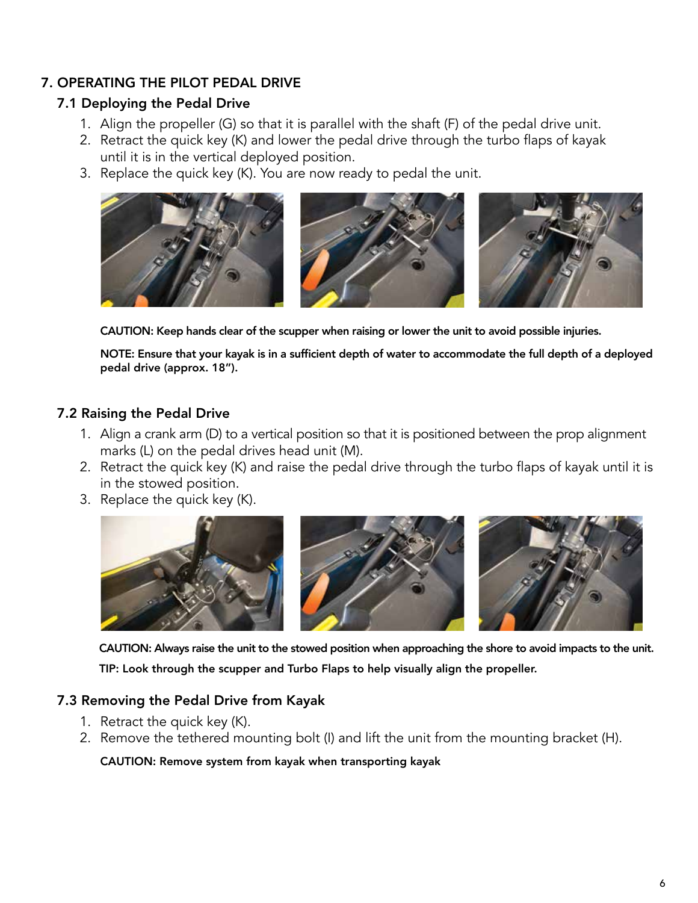## 7. OPERATING THE PILOT PEDAL DRIVE

### 7.1 Deploying the Pedal Drive

1. Align the propeller (G) so that it is parallel with the shaft (F) of the pedal drive unit.
2. Retract the quick key (K) and lower the pedal drive through the turbo flaps of kayak until it is in the vertical deployed position.
3. Replace the quick key (K). You are now ready to pedal the unit.

**CAUTION: Keep hands clear of the scupper when raising or lower the unit to avoid possible injuries.**

**NOTE: Ensure that your kayak is in a sufficient depth of water to accommodate the full depth of a deployed pedal drive (approx. 18").**

### 7.2 Raising the Pedal Drive

1. Align a crank arm (D) to a vertical position so that it is positioned between the prop alignment marks (L) on the pedal drives head unit (M).
2. Retract the quick key (K) and raise the pedal drive through the turbo flaps of kayak until it is in the stowed position.
3. Replace the quick key (K).

**CAUTION: Always raise the unit to the stowed position when approaching the shore to avoid impacts to the unit.**

**TIP: Look through the scupper and Turbo Flaps to help visually align the propeller.**

### 7.3 Removing the Pedal Drive from Kayak

1. Retract the quick key (K).
2. Remove the tethered mounting bolt (I) and lift the unit from the mounting bracket (H).

**CAUTION: Remove system from kayak when transporting kayak**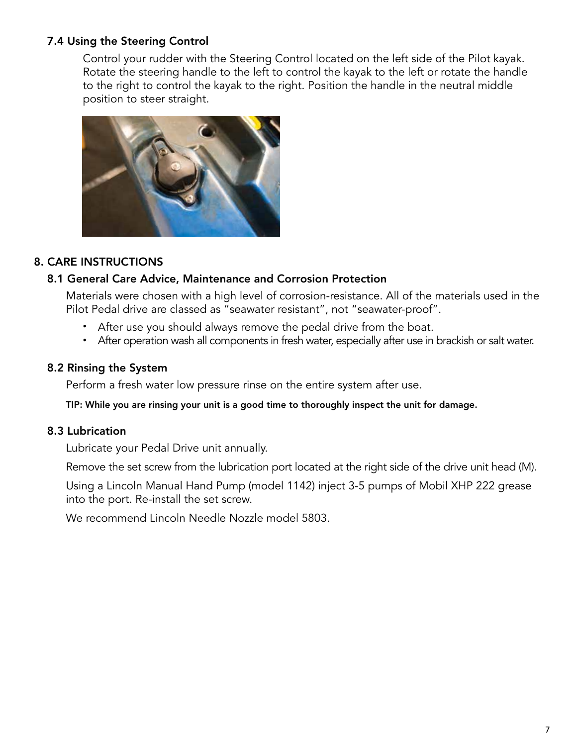### 7.4 Using the Steering Control

Control your rudder with the Steering Control located on the left side of the Pilot kayak. Rotate the steering handle to the left to control the kayak to the left or rotate the handle to the right to control the kayak to the right. Position the handle in the neutral middle position to steer straight.

## 8. CARE INSTRUCTIONS

### 8.1 General Care Advice, Maintenance and Corrosion Protection

Materials were chosen with a high level of corrosion-resistance. All of the materials used in the Pilot Pedal drive are classed as "seawater resistant", not "seawater-proof".

- After use you should always remove the pedal drive from the boat.
- After operation wash all components in fresh water, especially after use in brackish or salt water.

### 8.2 Rinsing the System

Perform a fresh water low pressure rinse on the entire system after use.

**TIP: While you are rinsing your unit is a good time to thoroughly inspect the unit for damage.**

### 8.3 Lubrication

Lubricate your Pedal Drive unit annually.

Remove the set screw from the lubrication port located at the right side of the drive unit head (M).

Using a Lincoln Manual Hand Pump (model 1142) inject 3-5 pumps of Mobil XHP 222 grease into the port. Re-install the set screw.

We recommend Lincoln Needle Nozzle model 5803.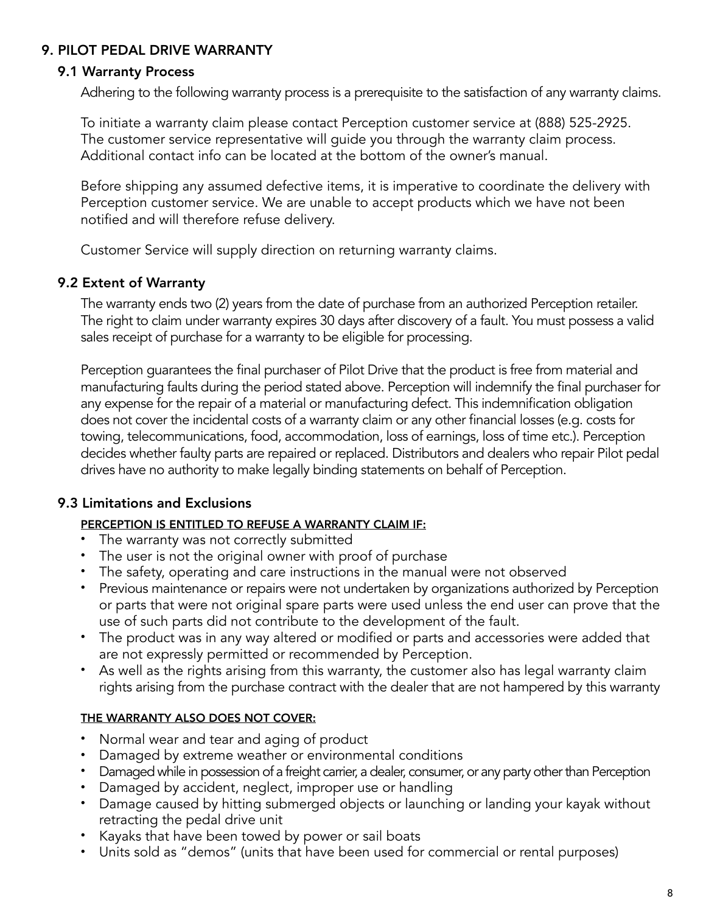## 9. PILOT PEDAL DRIVE WARRANTY

### 9.1 Warranty Process

Adhering to the following warranty process is a prerequisite to the satisfaction of any warranty claims.

To initiate a warranty claim please contact Perception customer service at (888) 525-2925. The customer service representative will guide you through the warranty claim process. Additional contact info can be located at the bottom of the owner's manual.

Before shipping any assumed defective items, it is imperative to coordinate the delivery with Perception customer service. We are unable to accept products which we have not been notified and will therefore refuse delivery.

Customer Service will supply direction on returning warranty claims.

### 9.2 Extent of Warranty

The warranty ends two (2) years from the date of purchase from an authorized Perception retailer. The right to claim under warranty expires 30 days after discovery of a fault. You must possess a valid sales receipt of purchase for a warranty to be eligible for processing.

Perception guarantees the final purchaser of Pilot Drive that the product is free from material and manufacturing faults during the period stated above. Perception will indemnify the final purchaser for any expense for the repair of a material or manufacturing defect. This indemnification obligation does not cover the incidental costs of a warranty claim or any other financial losses (e.g. costs for towing, telecommunications, food, accommodation, loss of earnings, loss of time etc.). Perception decides whether faulty parts are repaired or replaced. Distributors and dealers who repair Pilot pedal drives have no authority to make legally binding statements on behalf of Perception.

### 9.3 Limitations and Exclusions

**PERCEPTION IS ENTITLED TO REFUSE A WARRANTY CLAIM IF:**

- The warranty was not correctly submitted
- The user is not the original owner with proof of purchase
- The safety, operating and care instructions in the manual were not observed
- Previous maintenance or repairs were not undertaken by organizations authorized by Perception or parts that were not original spare parts were used unless the end user can prove that the use of such parts did not contribute to the development of the fault.
- The product was in any way altered or modified or parts and accessories were added that are not expressly permitted or recommended by Perception.
- As well as the rights arising from this warranty, the customer also has legal warranty claim rights arising from the purchase contract with the dealer that are not hampered by this warranty

**THE WARRANTY ALSO DOES NOT COVER:**

- Normal wear and tear and aging of product
- Damaged by extreme weather or environmental conditions
- Damaged while in possession of a freight carrier, a dealer, consumer, or any party other than Perception
- Damaged by accident, neglect, improper use or handling
- Damage caused by hitting submerged objects or launching or landing your kayak without retracting the pedal drive unit
- Kayaks that have been towed by power or sail boats
- Units sold as "demos" (units that have been used for commercial or rental purposes)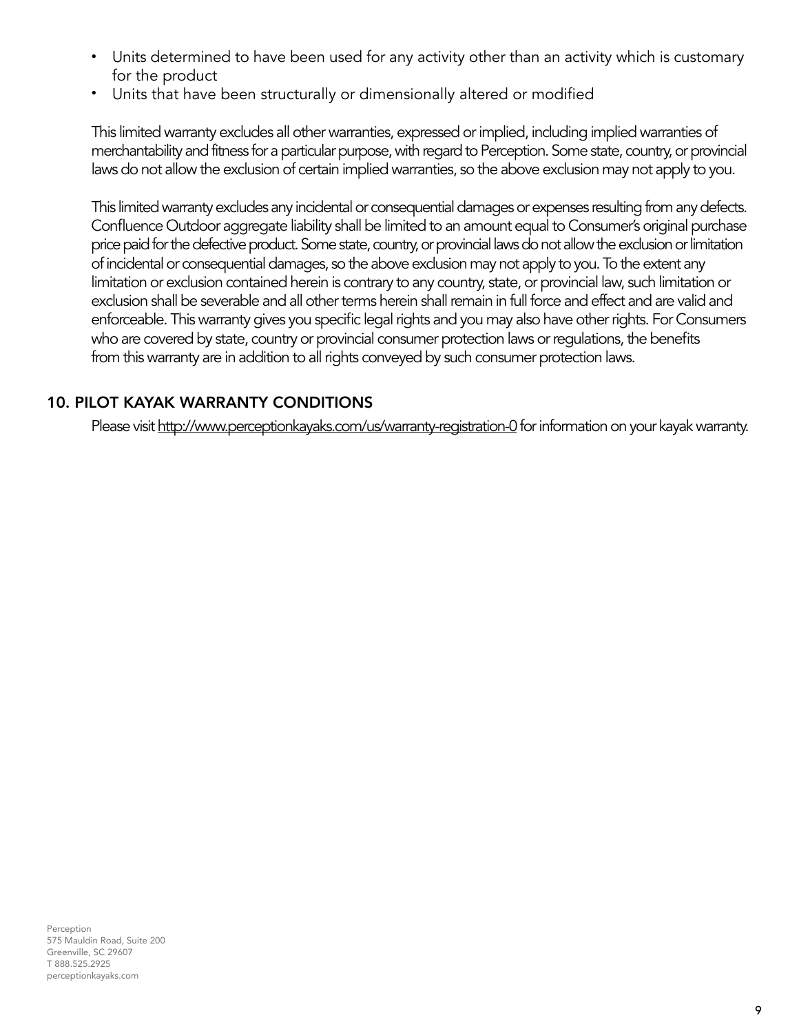- Units determined to have been used for any activity other than an activity which is customary for the product
- Units that have been structurally or dimensionally altered or modified

This limited warranty excludes all other warranties, expressed or implied, including implied warranties of merchantability and fitness for a particular purpose, with regard to Perception. Some state, country, or provincial laws do not allow the exclusion of certain implied warranties, so the above exclusion may not apply to you.

This limited warranty excludes any incidental or consequential damages or expenses resulting from any defects. Confluence Outdoor aggregate liability shall be limited to an amount equal to Consumer's original purchase price paid for the defective product. Some state, country, or provincial laws do not allow the exclusion or limitation of incidental or consequential damages, so the above exclusion may not apply to you. To the extent any limitation or exclusion contained herein is contrary to any country, state, or provincial law, such limitation or exclusion shall be severable and all other terms herein shall remain in full force and effect and are valid and enforceable. This warranty gives you specific legal rights and you may also have other rights. For Consumers who are covered by state, country or provincial consumer protection laws or regulations, the benefits from this warranty are in addition to all rights conveyed by such consumer protection laws.

## 10. PILOT KAYAK WARRANTY CONDITIONS

Please visit http://www.perceptionkayaks.com/us/warranty-registration-0 for information on your kayak warranty.

Perception
575 Mauldin Road, Suite 200
Greenville, SC 29607
T 888.525.2925
perceptionkayaks.com